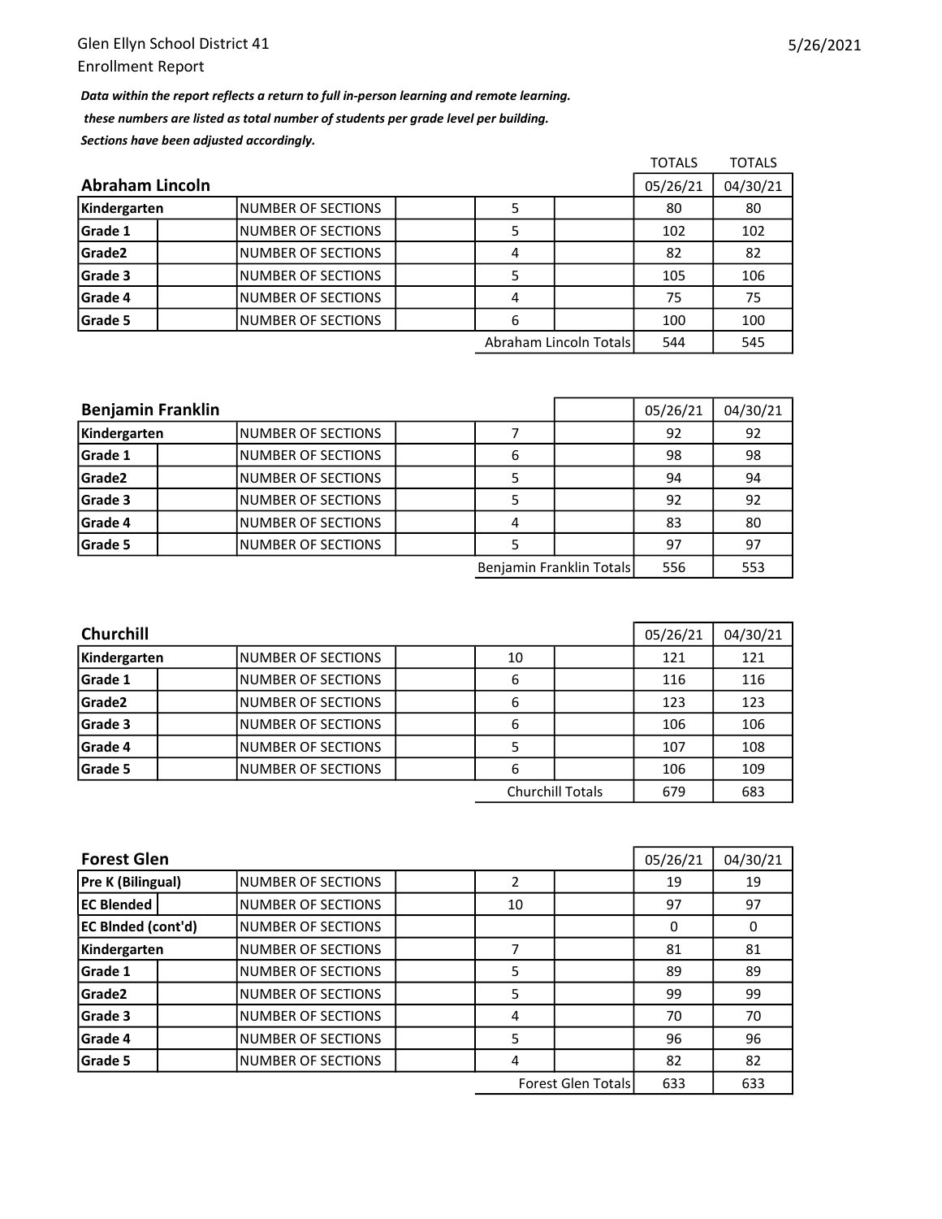Glen Ellyn School District 41
Enrollment Report

5/26/2021

***Data within the report reflects a return to full in-person learning and remote learning.***
***these numbers are listed as total number of students per grade level per building.***
***Sections have been adjusted accordingly.***

## Abraham Lincoln

| Grade | | Sections | TOTALS 05/26/21 | TOTALS 04/30/21 |
|---|---|---|---|---|
| Kindergarten | NUMBER OF SECTIONS | 5 | 80 | 80 |
| Grade 1 | NUMBER OF SECTIONS | 5 | 102 | 102 |
| Grade2 | NUMBER OF SECTIONS | 4 | 82 | 82 |
| Grade 3 | NUMBER OF SECTIONS | 5 | 105 | 106 |
| Grade 4 | NUMBER OF SECTIONS | 4 | 75 | 75 |
| Grade 5 | NUMBER OF SECTIONS | 6 | 100 | 100 |
| | | Abraham Lincoln Totals | 544 | 545 |

## Benjamin Franklin

| Grade | | Sections | 05/26/21 | 04/30/21 |
|---|---|---|---|---|
| Kindergarten | NUMBER OF SECTIONS | 7 | 92 | 92 |
| Grade 1 | NUMBER OF SECTIONS | 6 | 98 | 98 |
| Grade2 | NUMBER OF SECTIONS | 5 | 94 | 94 |
| Grade 3 | NUMBER OF SECTIONS | 5 | 92 | 92 |
| Grade 4 | NUMBER OF SECTIONS | 4 | 83 | 80 |
| Grade 5 | NUMBER OF SECTIONS | 5 | 97 | 97 |
| | | Benjamin Franklin Totals | 556 | 553 |

## Churchill

| Grade | | Sections | 05/26/21 | 04/30/21 |
|---|---|---|---|---|
| Kindergarten | NUMBER OF SECTIONS | 10 | 121 | 121 |
| Grade 1 | NUMBER OF SECTIONS | 6 | 116 | 116 |
| Grade2 | NUMBER OF SECTIONS | 6 | 123 | 123 |
| Grade 3 | NUMBER OF SECTIONS | 6 | 106 | 106 |
| Grade 4 | NUMBER OF SECTIONS | 5 | 107 | 108 |
| Grade 5 | NUMBER OF SECTIONS | 6 | 106 | 109 |
| | | Churchill Totals | 679 | 683 |

## Forest Glen

| Grade | | Sections | 05/26/21 | 04/30/21 |
|---|---|---|---|---|
| Pre K (Bilingual) | NUMBER OF SECTIONS | 2 | 19 | 19 |
| EC Blended | NUMBER OF SECTIONS | 10 | 97 | 97 |
| EC Blnded (cont'd) | NUMBER OF SECTIONS | | 0 | 0 |
| Kindergarten | NUMBER OF SECTIONS | 7 | 81 | 81 |
| Grade 1 | NUMBER OF SECTIONS | 5 | 89 | 89 |
| Grade2 | NUMBER OF SECTIONS | 5 | 99 | 99 |
| Grade 3 | NUMBER OF SECTIONS | 4 | 70 | 70 |
| Grade 4 | NUMBER OF SECTIONS | 5 | 96 | 96 |
| Grade 5 | NUMBER OF SECTIONS | 4 | 82 | 82 |
| | | Forest Glen Totals | 633 | 633 |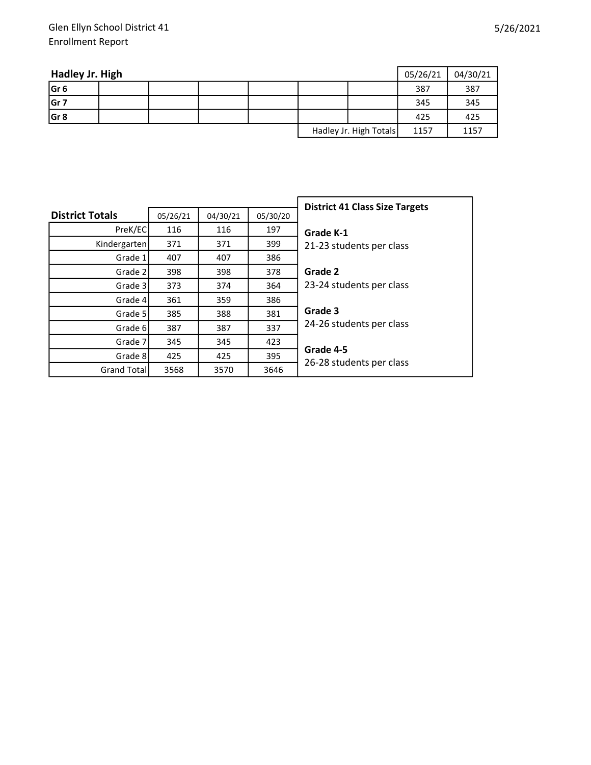Glen Ellyn School District 41
Enrollment Report

5/26/2021

| Hadley Jr. High | | | | | | | 05/26/21 | 04/30/21 |
|---|---|---|---|---|---|---|---|---|
| Gr 6 | | | | | | | 387 | 387 |
| Gr 7 | | | | | | | 345 | 345 |
| Gr 8 | | | | | | | 425 | 425 |
| | | | | | | Hadley Jr. High Totals | 1157 | 1157 |

| District Totals | 05/26/21 | 04/30/21 | 05/30/20 |
|---|---|---|---|
| PreK/EC | 116 | 116 | 197 |
| Kindergarten | 371 | 371 | 399 |
| Grade 1 | 407 | 407 | 386 |
| Grade 2 | 398 | 398 | 378 |
| Grade 3 | 373 | 374 | 364 |
| Grade 4 | 361 | 359 | 386 |
| Grade 5 | 385 | 388 | 381 |
| Grade 6 | 387 | 387 | 337 |
| Grade 7 | 345 | 345 | 423 |
| Grade 8 | 425 | 425 | 395 |
| Grand Total | 3568 | 3570 | 3646 |

**District 41 Class Size Targets**

**Grade K-1**
21-23 students per class

**Grade 2**
23-24 students per class

**Grade 3**
24-26 students per class

**Grade 4-5**
26-28 students per class